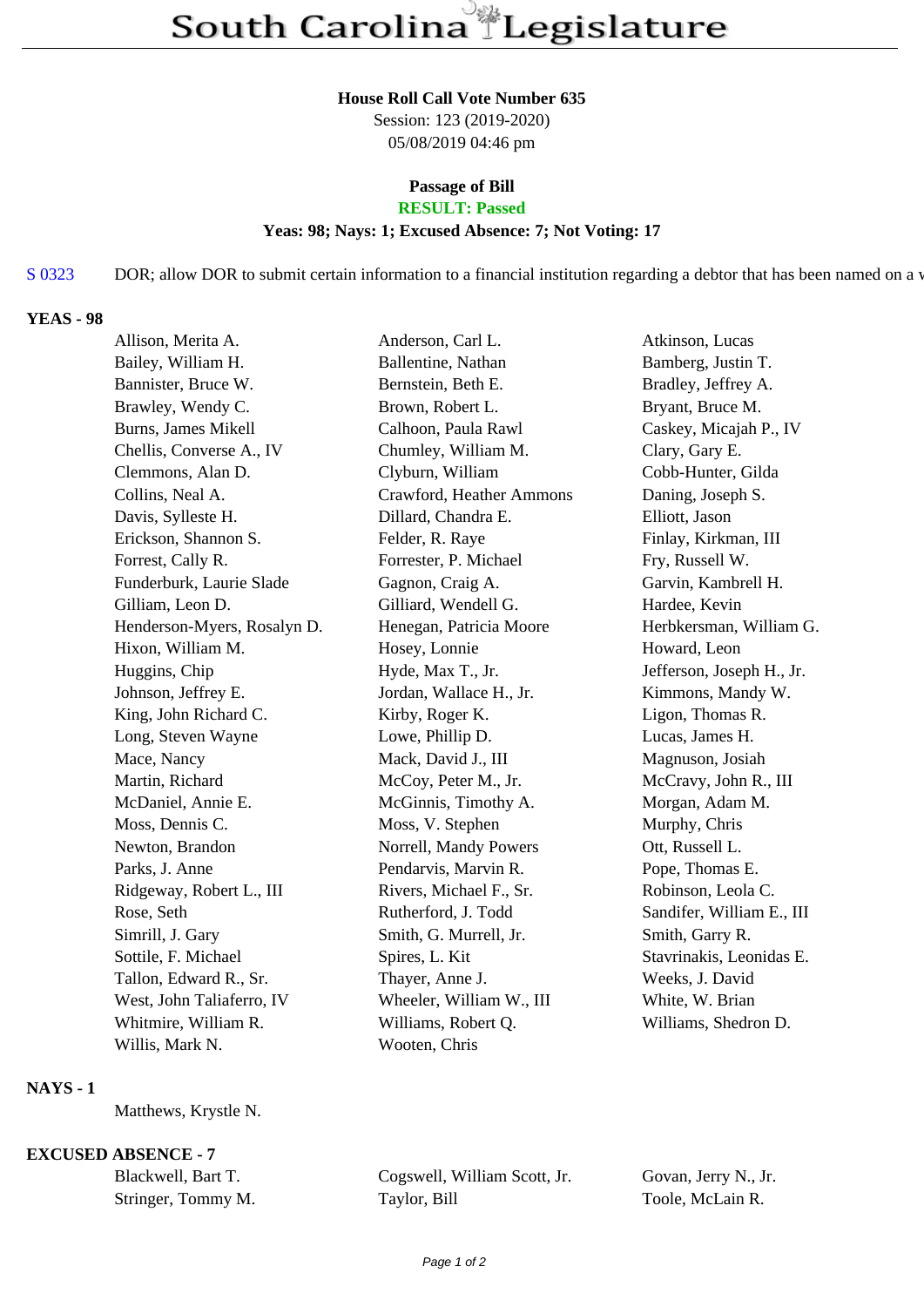# South Carolina Legislature

**House Roll Call Vote Number 635**
Session: 123 (2019-2020)
05/08/2019 04:46 pm

**Passage of Bill**
**RESULT: Passed**
**Yeas: 98; Nays: 1; Excused Absence: 7; Not Voting: 17**

S 0323 DOR; allow DOR to submit certain information to a financial institution regarding a debtor that has been named on a v

**YEAS - 98**

| | | |
|---|---|---|
| Allison, Merita A. | Anderson, Carl L. | Atkinson, Lucas |
| Bailey, William H. | Ballentine, Nathan | Bamberg, Justin T. |
| Bannister, Bruce W. | Bernstein, Beth E. | Bradley, Jeffrey A. |
| Brawley, Wendy C. | Brown, Robert L. | Bryant, Bruce M. |
| Burns, James Mikell | Calhoon, Paula Rawl | Caskey, Micajah P., IV |
| Chellis, Converse A., IV | Chumley, William M. | Clary, Gary E. |
| Clemmons, Alan D. | Clyburn, William | Cobb-Hunter, Gilda |
| Collins, Neal A. | Crawford, Heather Ammons | Daning, Joseph S. |
| Davis, Sylleste H. | Dillard, Chandra E. | Elliott, Jason |
| Erickson, Shannon S. | Felder, R. Raye | Finlay, Kirkman, III |
| Forrest, Cally R. | Forrester, P. Michael | Fry, Russell W. |
| Funderburk, Laurie Slade | Gagnon, Craig A. | Garvin, Kambrell H. |
| Gilliam, Leon D. | Gilliard, Wendell G. | Hardee, Kevin |
| Henderson-Myers, Rosalyn D. | Henegan, Patricia Moore | Herbkersman, William G. |
| Hixon, William M. | Hosey, Lonnie | Howard, Leon |
| Huggins, Chip | Hyde, Max T., Jr. | Jefferson, Joseph H., Jr. |
| Johnson, Jeffrey E. | Jordan, Wallace H., Jr. | Kimmons, Mandy W. |
| King, John Richard C. | Kirby, Roger K. | Ligon, Thomas R. |
| Long, Steven Wayne | Lowe, Phillip D. | Lucas, James H. |
| Mace, Nancy | Mack, David J., III | Magnuson, Josiah |
| Martin, Richard | McCoy, Peter M., Jr. | McCravy, John R., III |
| McDaniel, Annie E. | McGinnis, Timothy A. | Morgan, Adam M. |
| Moss, Dennis C. | Moss, V. Stephen | Murphy, Chris |
| Newton, Brandon | Norrell, Mandy Powers | Ott, Russell L. |
| Parks, J. Anne | Pendarvis, Marvin R. | Pope, Thomas E. |
| Ridgeway, Robert L., III | Rivers, Michael F., Sr. | Robinson, Leola C. |
| Rose, Seth | Rutherford, J. Todd | Sandifer, William E., III |
| Simrill, J. Gary | Smith, G. Murrell, Jr. | Smith, Garry R. |
| Sottile, F. Michael | Spires, L. Kit | Stavrinakis, Leonidas E. |
| Tallon, Edward R., Sr. | Thayer, Anne J. | Weeks, J. David |
| West, John Taliaferro, IV | Wheeler, William W., III | White, W. Brian |
| Whitmire, William R. | Williams, Robert Q. | Williams, Shedron D. |
| Willis, Mark N. | Wooten, Chris | |

**NAYS - 1**

Matthews, Krystle N.

**EXCUSED ABSENCE - 7**

| | | |
|---|---|---|
| Blackwell, Bart T. | Cogswell, William Scott, Jr. | Govan, Jerry N., Jr. |
| Stringer, Tommy M. | Taylor, Bill | Toole, McLain R. |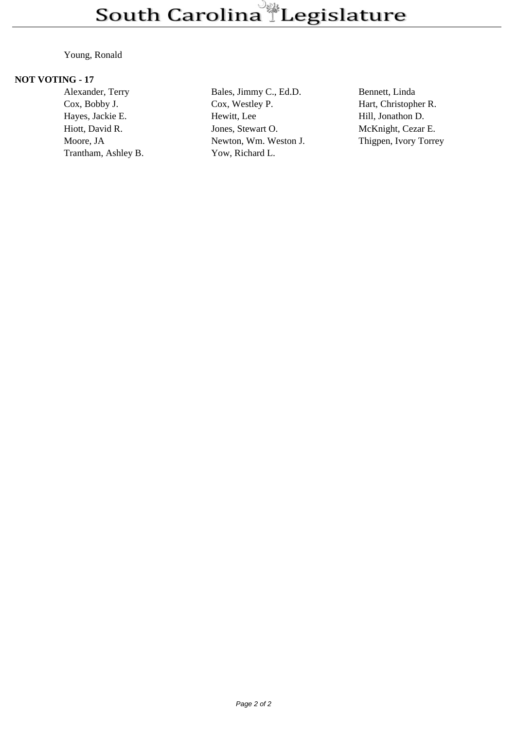Young, Ronald

**NOT VOTING - 17**

| | | |
|---|---|---|
| Alexander, Terry | Bales, Jimmy C., Ed.D. | Bennett, Linda |
| Cox, Bobby J. | Cox, Westley P. | Hart, Christopher R. |
| Hayes, Jackie E. | Hewitt, Lee | Hill, Jonathon D. |
| Hiott, David R. | Jones, Stewart O. | McKnight, Cezar E. |
| Moore, JA | Newton, Wm. Weston J. | Thigpen, Ivory Torrey |
| Trantham, Ashley B. | Yow, Richard L. | |